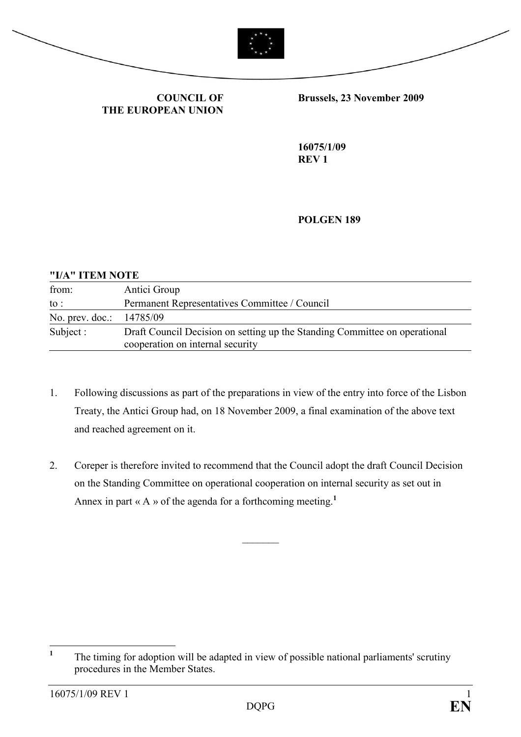**COUNCIL OF THE EUROPEAN UNION**

**Brussels, 23 November 2009**

**16075/1/09**
**REV 1**

**POLGEN 189**

**"I/A" ITEM NOTE**

| | |
|---|---|
| from: | Antici Group |
| to : | Permanent Representatives Committee / Council |
| No. prev. doc.: | 14785/09 |
| Subject : | Draft Council Decision on setting up the Standing Committee on operational cooperation on internal security |

1. Following discussions as part of the preparations in view of the entry into force of the Lisbon Treaty, the Antici Group had, on 18 November 2009, a final examination of the above text and reached agreement on it.

2. Coreper is therefore invited to recommend that the Council adopt the draft Council Decision on the Standing Committee on operational cooperation on internal security as set out in Annex in part « A » of the agenda for a forthcoming meeting.[1]

---

[1] The timing for adoption will be adapted in view of possible national parliaments' scrutiny procedures in the Member States.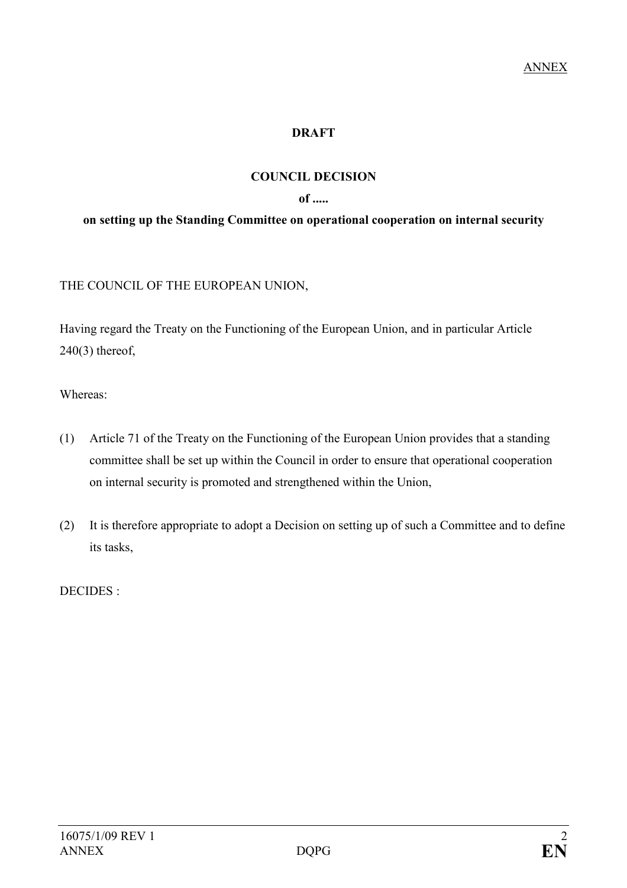ANNEX

**DRAFT**

**COUNCIL DECISION**

**of .....**

**on setting up the Standing Committee on operational cooperation on internal security**

THE COUNCIL OF THE EUROPEAN UNION,

Having regard the Treaty on the Functioning of the European Union, and in particular Article 240(3) thereof,

Whereas:

(1) Article 71 of the Treaty on the Functioning of the European Union provides that a standing committee shall be set up within the Council in order to ensure that operational cooperation on internal security is promoted and strengthened within the Union,

(2) It is therefore appropriate to adopt a Decision on setting up of such a Committee and to define its tasks,

DECIDES :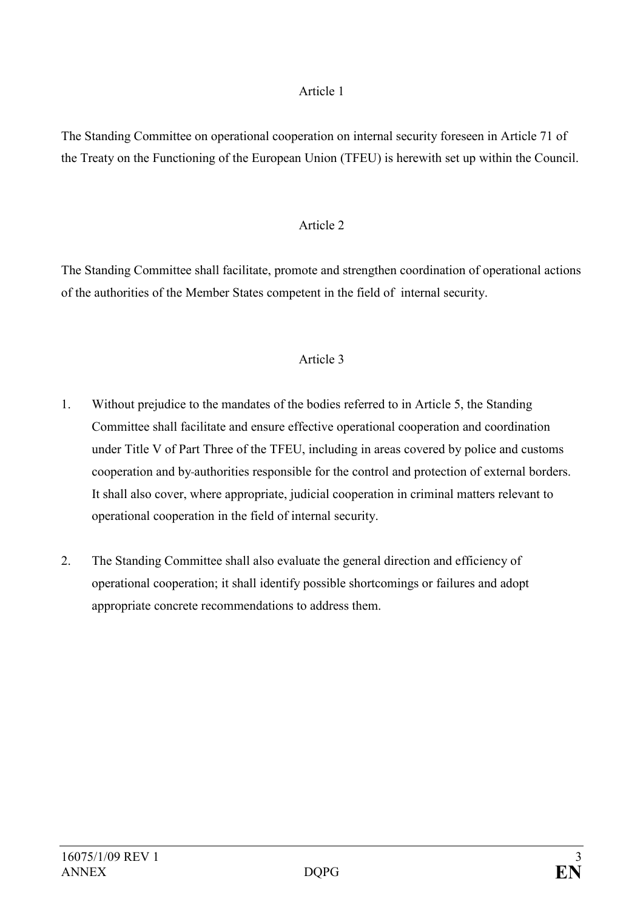Article 1

The Standing Committee on operational cooperation on internal security foreseen in Article 71 of the Treaty on the Functioning of the European Union (TFEU) is herewith set up within the Council.

Article 2

The Standing Committee shall facilitate, promote and strengthen coordination of operational actions of the authorities of the Member States competent in the field of internal security.

Article 3

1. Without prejudice to the mandates of the bodies referred to in Article 5, the Standing Committee shall facilitate and ensure effective operational cooperation and coordination under Title V of Part Three of the TFEU, including in areas covered by police and customs cooperation and by authorities responsible for the control and protection of external borders. It shall also cover, where appropriate, judicial cooperation in criminal matters relevant to operational cooperation in the field of internal security.

2. The Standing Committee shall also evaluate the general direction and efficiency of operational cooperation; it shall identify possible shortcomings or failures and adopt appropriate concrete recommendations to address them.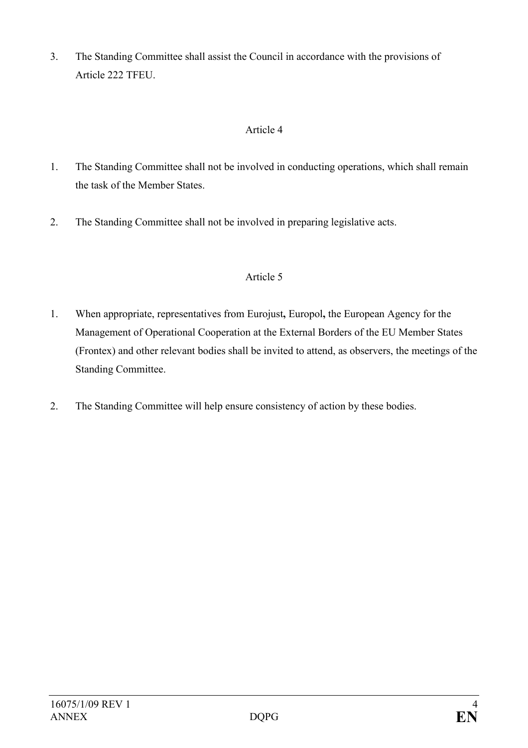3. The Standing Committee shall assist the Council in accordance with the provisions of Article 222 TFEU.

## Article 4

1. The Standing Committee shall not be involved in conducting operations, which shall remain the task of the Member States.

2. The Standing Committee shall not be involved in preparing legislative acts.

## Article 5

1. When appropriate, representatives from Eurojust**,** Europol**,** the European Agency for the Management of Operational Cooperation at the External Borders of the EU Member States (Frontex) and other relevant bodies shall be invited to attend, as observers, the meetings of the Standing Committee.

2. The Standing Committee will help ensure consistency of action by these bodies.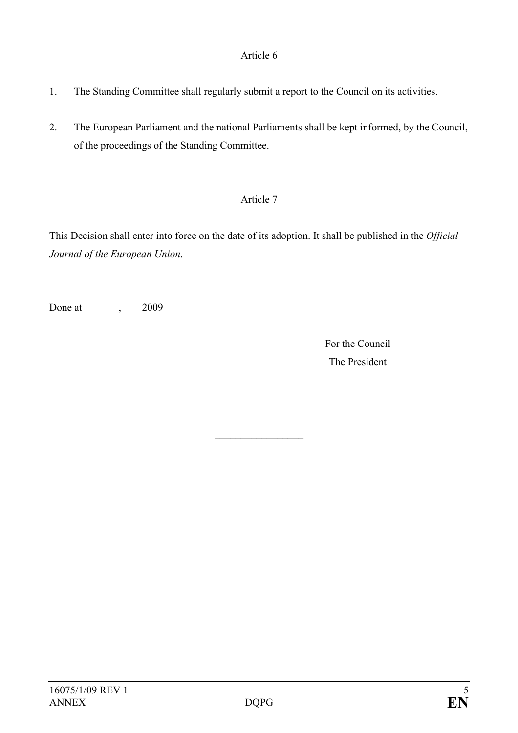Article 6

1. The Standing Committee shall regularly submit a report to the Council on its activities.

2. The European Parliament and the national Parliaments shall be kept informed, by the Council, of the proceedings of the Standing Committee.

Article 7

This Decision shall enter into force on the date of its adoption. It shall be published in the *Official Journal of the European Union*.

Done at , 2009

For the Council
The President